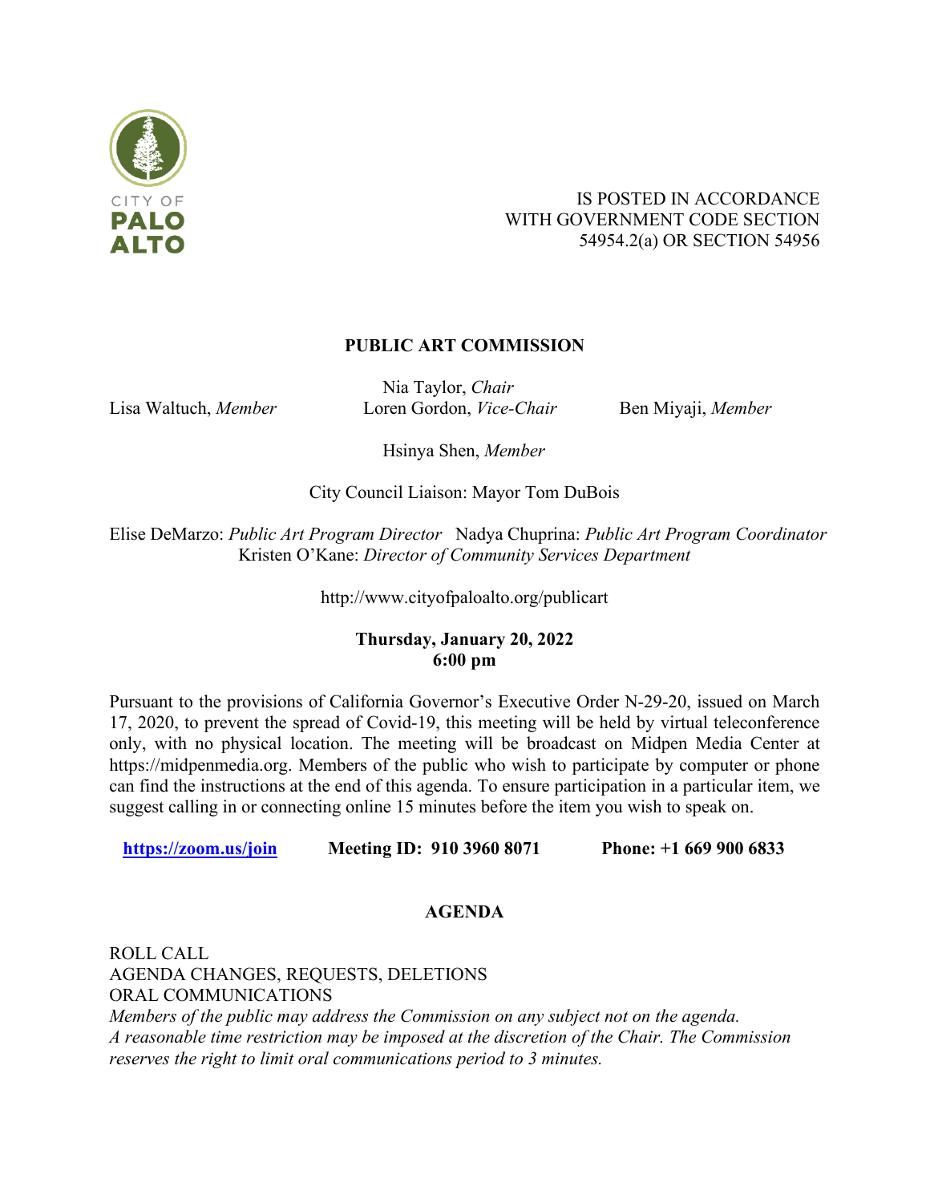CITY OF PALO ALTO

IS POSTED IN ACCORDANCE WITH GOVERNMENT CODE SECTION 54954.2(a) OR SECTION 54956

**PUBLIC ART COMMISSION**

Nia Taylor, *Chair*
Lisa Waltuch, *Member* Loren Gordon, *Vice-Chair* Ben Miyaji, *Member*

Hsinya Shen, *Member*

City Council Liaison: Mayor Tom DuBois

Elise DeMarzo: *Public Art Program Director* Nadya Chuprina: *Public Art Program Coordinator*
Kristen O'Kane: *Director of Community Services Department*

http://www.cityofpaloalto.org/publicart

**Thursday, January 20, 2022**
**6:00 pm**

Pursuant to the provisions of California Governor's Executive Order N-29-20, issued on March 17, 2020, to prevent the spread of Covid-19, this meeting will be held by virtual teleconference only, with no physical location. The meeting will be broadcast on Midpen Media Center at https://midpenmedia.org. Members of the public who wish to participate by computer or phone can find the instructions at the end of this agenda. To ensure participation in a particular item, we suggest calling in or connecting online 15 minutes before the item you wish to speak on.

**https://zoom.us/join** **Meeting ID: 910 3960 8071** **Phone: +1 669 900 6833**

## AGENDA

ROLL CALL
AGENDA CHANGES, REQUESTS, DELETIONS
ORAL COMMUNICATIONS
*Members of the public may address the Commission on any subject not on the agenda. A reasonable time restriction may be imposed at the discretion of the Chair. The Commission reserves the right to limit oral communications period to 3 minutes.*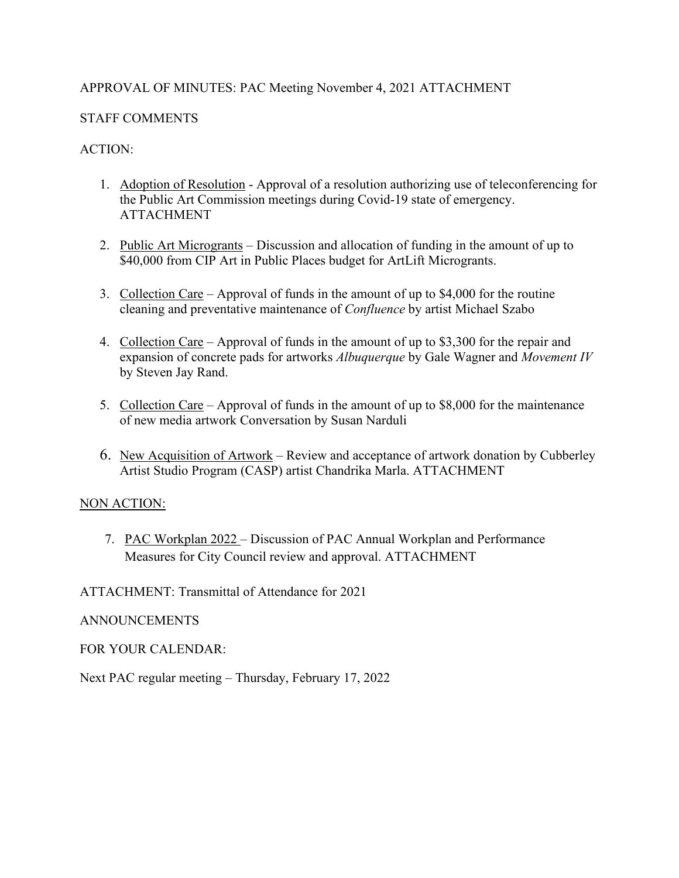APPROVAL OF MINUTES: PAC Meeting November 4, 2021 ATTACHMENT

STAFF COMMENTS

ACTION:

1. Adoption of Resolution - Approval of a resolution authorizing use of teleconferencing for the Public Art Commission meetings during Covid-19 state of emergency. ATTACHMENT

2. Public Art Micrograngts – Discussion and allocation of funding in the amount of up to $40,000 from CIP Art in Public Places budget for ArtLift Micrograngts.

3. Collection Care – Approval of funds in the amount of up to $4,000 for the routine cleaning and preventative maintenance of *Confluence* by artist Michael Szabo

4. Collection Care – Approval of funds in the amount of up to $3,300 for the repair and expansion of concrete pads for artworks *Albuquerque* by Gale Wagner and *Movement IV* by Steven Jay Rand.

5. Collection Care – Approval of funds in the amount of up to $8,000 for the maintenance of new media artwork Conversation by Susan Narduli

6. New Acquisition of Artwork – Review and acceptance of artwork donation by Cubberley Artist Studio Program (CASP) artist Chandrika Marla. ATTACHMENT

NON ACTION:

7. PAC Workplan 2022 – Discussion of PAC Annual Workplan and Performance Measures for City Council review and approval. ATTACHMENT

ATTACHMENT: Transmittal of Attendance for 2021

ANNOUNCEMENTS

FOR YOUR CALENDAR:

Next PAC regular meeting – Thursday, February 17, 2022